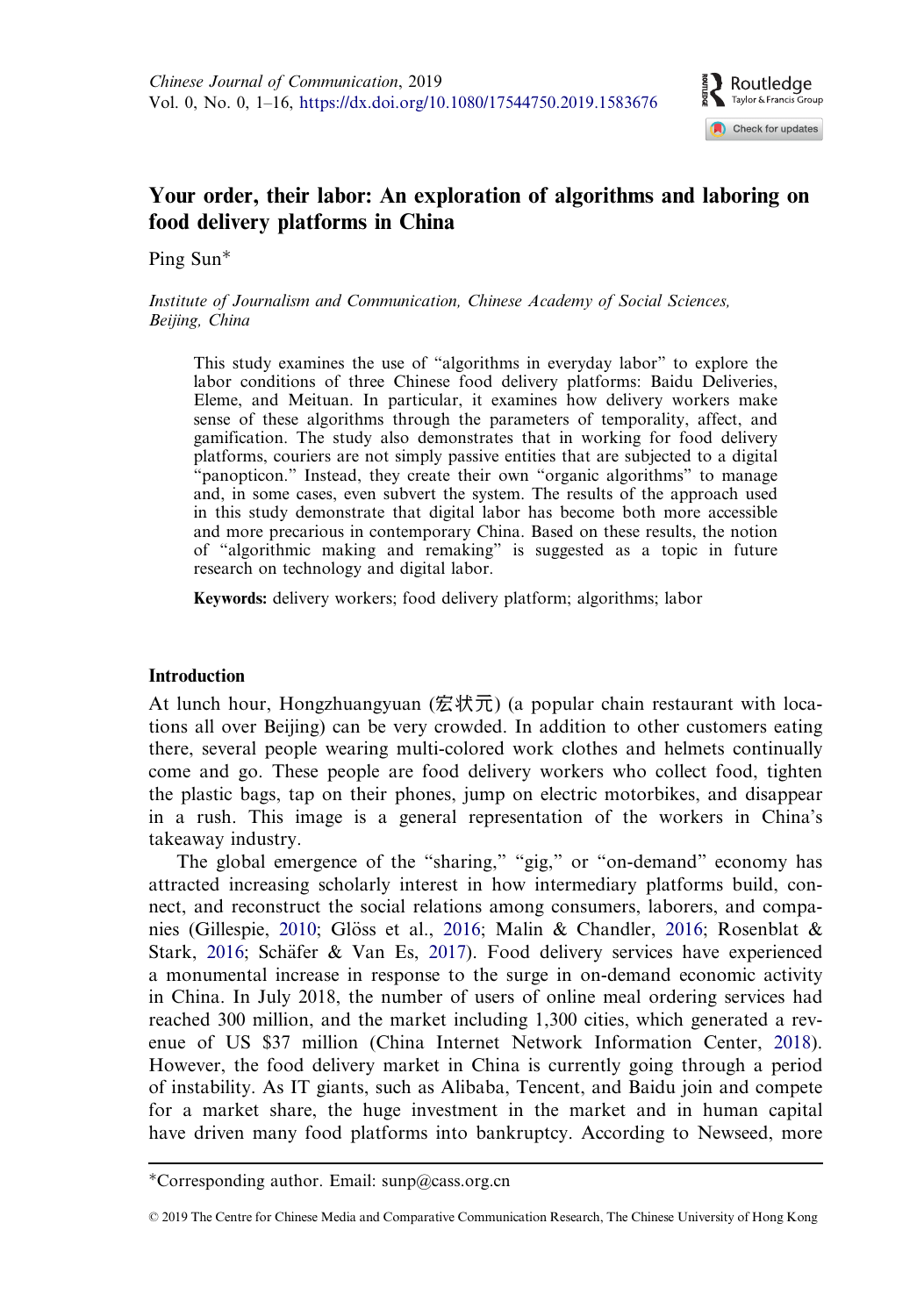# Your order, their labor: An exploration of algorithms and laboring on food delivery platforms in China

Ping Sun*

*Institute of Journalism and Communication, Chinese Academy of Social Sciences, Beijing, China*

This study examines the use of "algorithms in everyday labor" to explore the labor conditions of three Chinese food delivery platforms: Baidu Deliveries, Eleme, and Meituan. In particular, it examines how delivery workers make sense of these algorithms through the parameters of temporality, affect, and gamification. The study also demonstrates that in working for food delivery platforms, couriers are not simply passive entities that are subjected to a digital "panopticon." Instead, they create their own "organic algorithms" to manage and, in some cases, even subvert the system. The results of the approach used in this study demonstrate that digital labor has become both more accessible and more precarious in contemporary China. Based on these results, the notion of "algorithmic making and remaking" is suggested as a topic in future research on technology and digital labor.

**Keywords:** delivery workers; food delivery platform; algorithms; labor

## Introduction

At lunch hour, Hongzhuangyuan (宏状元) (a popular chain restaurant with locations all over Beijing) can be very crowded. In addition to other customers eating there, several people wearing multi-colored work clothes and helmets continually come and go. These people are food delivery workers who collect food, tighten the plastic bags, tap on their phones, jump on electric motorbikes, and disappear in a rush. This image is a general representation of the workers in China's takeaway industry.

The global emergence of the "sharing," "gig," or "on-demand" economy has attracted increasing scholarly interest in how intermediary platforms build, connect, and reconstruct the social relations among consumers, laborers, and companies (Gillespie, 2010; Glöss et al., 2016; Malin & Chandler, 2016; Rosenblat & Stark, 2016; Schäfer & Van Es, 2017). Food delivery services have experienced a monumental increase in response to the surge in on-demand economic activity in China. In July 2018, the number of users of online meal ordering services had reached 300 million, and the market including 1,300 cities, which generated a revenue of US $37 million (China Internet Network Information Center, 2018). However, the food delivery market in China is currently going through a period of instability. As IT giants, such as Alibaba, Tencent, and Baidu join and compete for a market share, the huge investment in the market and in human capital have driven many food platforms into bankruptcy. According to Newseed, more

*Corresponding author. Email: sunp@cass.org.cn

© 2019 The Centre for Chinese Media and Comparative Communication Research, The Chinese University of Hong Kong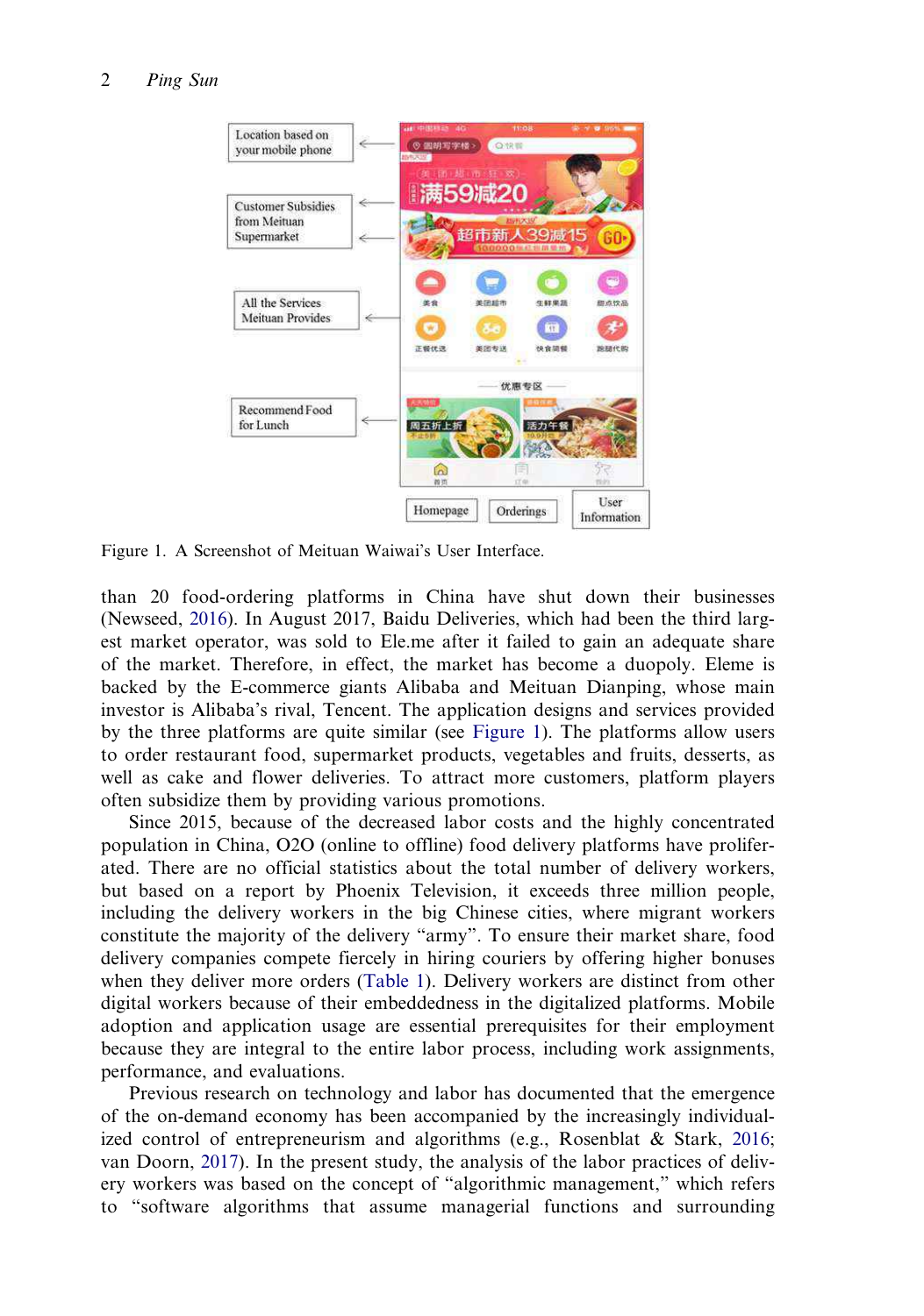Figure 1. A Screenshot of Meituan Waiwai's User Interface.

than 20 food-ordering platforms in China have shut down their businesses (Newseed, 2016). In August 2017, Baidu Deliveries, which had been the third largest market operator, was sold to Ele.me after it failed to gain an adequate share of the market. Therefore, in effect, the market has become a duopoly. Eleme is backed by the E-commerce giants Alibaba and Meituan Dianping, whose main investor is Alibaba's rival, Tencent. The application designs and services provided by the three platforms are quite similar (see Figure 1). The platforms allow users to order restaurant food, supermarket products, vegetables and fruits, desserts, as well as cake and flower deliveries. To attract more customers, platform players often subsidize them by providing various promotions.

Since 2015, because of the decreased labor costs and the highly concentrated population in China, O2O (online to offline) food delivery platforms have proliferated. There are no official statistics about the total number of delivery workers, but based on a report by Phoenix Television, it exceeds three million people, including the delivery workers in the big Chinese cities, where migrant workers constitute the majority of the delivery "army". To ensure their market share, food delivery companies compete fiercely in hiring couriers by offering higher bonuses when they deliver more orders (Table 1). Delivery workers are distinct from other digital workers because of their embeddedness in the digitalized platforms. Mobile adoption and application usage are essential prerequisites for their employment because they are integral to the entire labor process, including work assignments, performance, and evaluations.

Previous research on technology and labor has documented that the emergence of the on-demand economy has been accompanied by the increasingly individualized control of entrepreneurism and algorithms (e.g., Rosenblat & Stark, 2016; van Doorn, 2017). In the present study, the analysis of the labor practices of delivery workers was based on the concept of "algorithmic management," which refers to "software algorithms that assume managerial functions and surrounding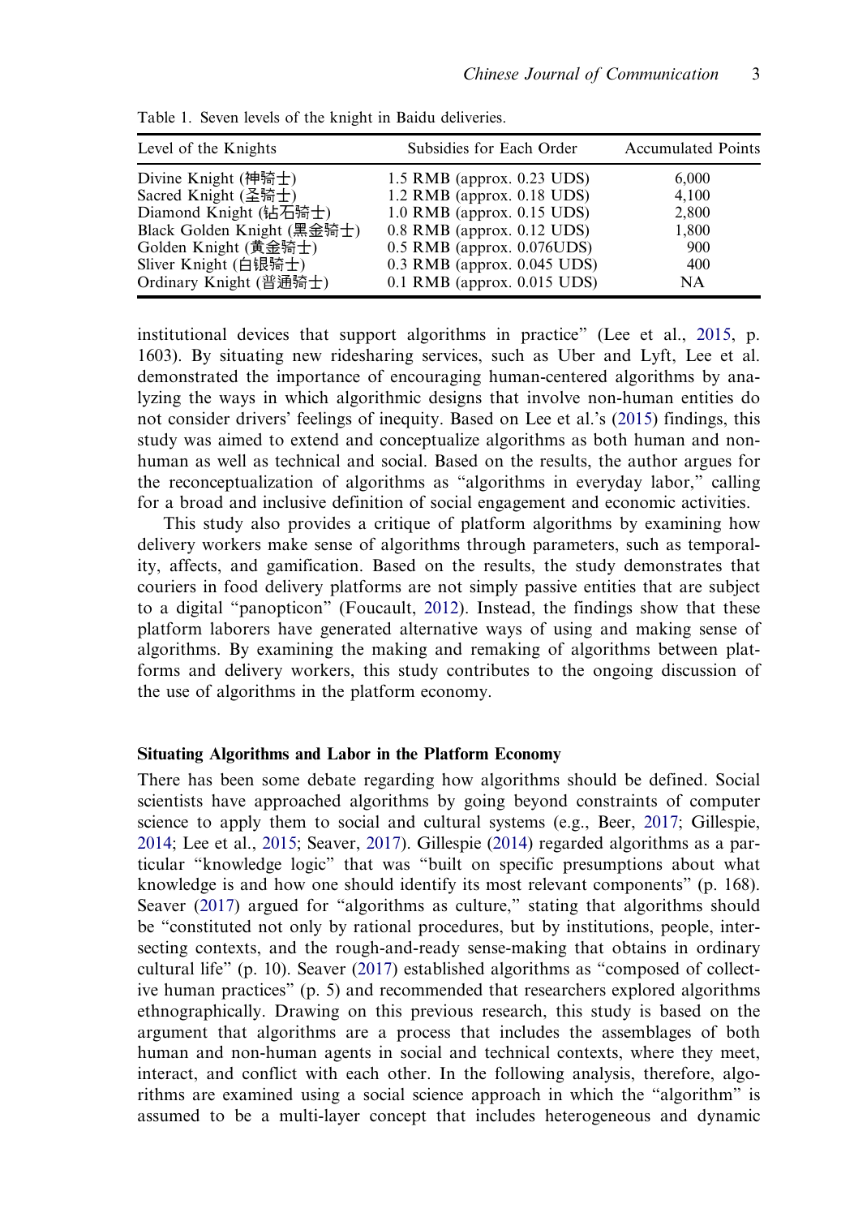Table 1. Seven levels of the knight in Baidu deliveries.

| Level of the Knights | Subsidies for Each Order | Accumulated Points |
|---|---|---|
| Divine Knight (神骑士) | 1.5 RMB (approx. 0.23 UDS) | 6,000 |
| Sacred Knight (圣骑士) | 1.2 RMB (approx. 0.18 UDS) | 4,100 |
| Diamond Knight (钻石骑士) | 1.0 RMB (approx. 0.15 UDS) | 2,800 |
| Black Golden Knight (黑金骑士) | 0.8 RMB (approx. 0.12 UDS) | 1,800 |
| Golden Knight (黄金骑士) | 0.5 RMB (approx. 0.076UDS) | 900 |
| Sliver Knight (白银骑士) | 0.3 RMB (approx. 0.045 UDS) | 400 |
| Ordinary Knight (普通骑士) | 0.1 RMB (approx. 0.015 UDS) | NA |

institutional devices that support algorithms in practice" (Lee et al., 2015, p. 1603). By situating new ridesharing services, such as Uber and Lyft, Lee et al. demonstrated the importance of encouraging human-centered algorithms by analyzing the ways in which algorithmic designs that involve non-human entities do not consider drivers' feelings of inequity. Based on Lee et al.'s (2015) findings, this study was aimed to extend and conceptualize algorithms as both human and non-human as well as technical and social. Based on the results, the author argues for the reconceptualization of algorithms as "algorithms in everyday labor," calling for a broad and inclusive definition of social engagement and economic activities.

This study also provides a critique of platform algorithms by examining how delivery workers make sense of algorithms through parameters, such as temporality, affects, and gamification. Based on the results, the study demonstrates that couriers in food delivery platforms are not simply passive entities that are subject to a digital "panopticon" (Foucault, 2012). Instead, the findings show that these platform laborers have generated alternative ways of using and making sense of algorithms. By examining the making and remaking of algorithms between platforms and delivery workers, this study contributes to the ongoing discussion of the use of algorithms in the platform economy.

### Situating Algorithms and Labor in the Platform Economy

There has been some debate regarding how algorithms should be defined. Social scientists have approached algorithms by going beyond constraints of computer science to apply them to social and cultural systems (e.g., Beer, 2017; Gillespie, 2014; Lee et al., 2015; Seaver, 2017). Gillespie (2014) regarded algorithms as a particular "knowledge logic" that was "built on specific presumptions about what knowledge is and how one should identify its most relevant components" (p. 168). Seaver (2017) argued for "algorithms as culture," stating that algorithms should be "constituted not only by rational procedures, but by institutions, people, intersecting contexts, and the rough-and-ready sense-making that obtains in ordinary cultural life" (p. 10). Seaver (2017) established algorithms as "composed of collective human practices" (p. 5) and recommended that researchers explored algorithms ethnographically. Drawing on this previous research, this study is based on the argument that algorithms are a process that includes the assemblages of both human and non-human agents in social and technical contexts, where they meet, interact, and conflict with each other. In the following analysis, therefore, algorithms are examined using a social science approach in which the "algorithm" is assumed to be a multi-layer concept that includes heterogeneous and dynamic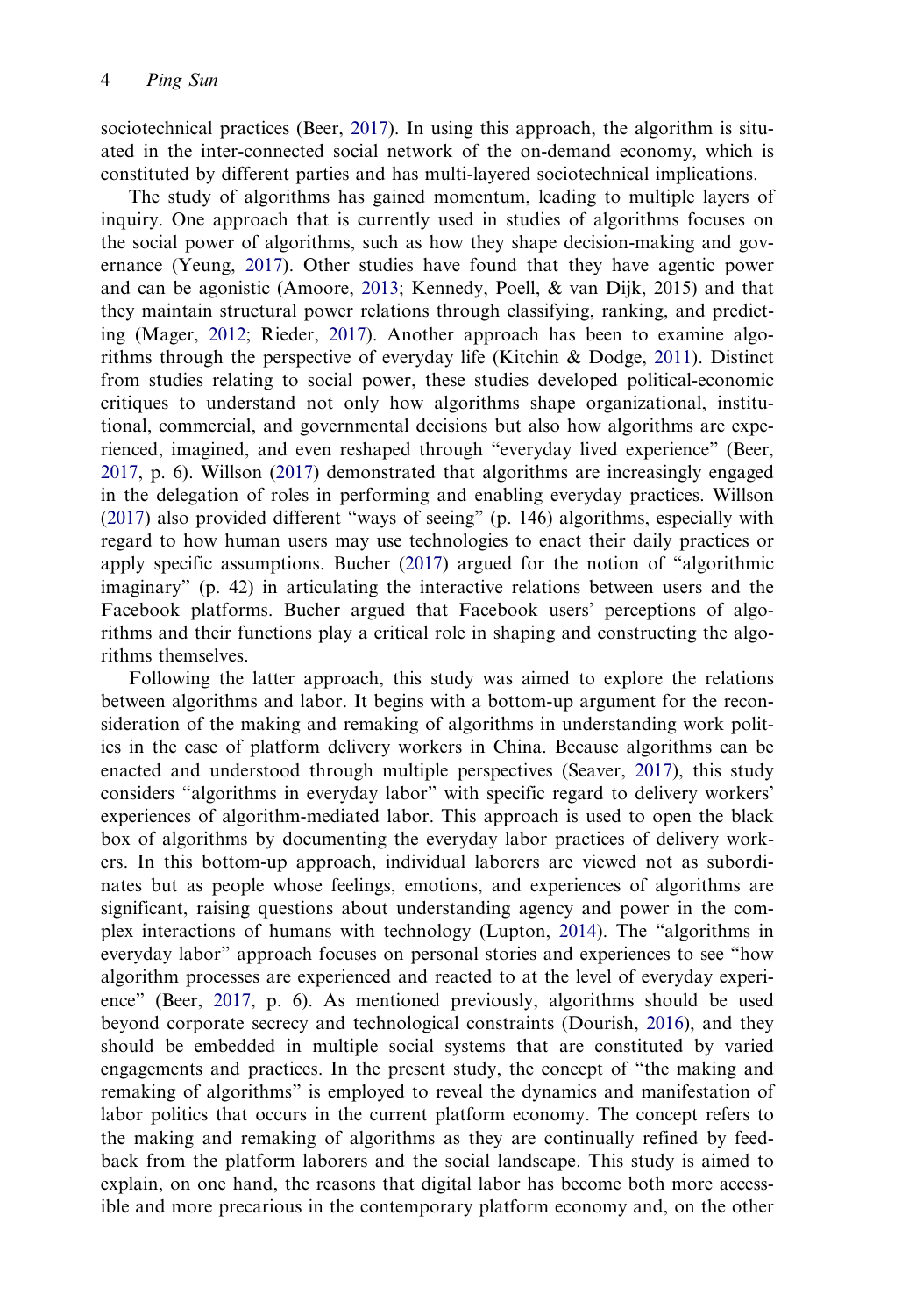sociotechnical practices (Beer, 2017). In using this approach, the algorithm is situated in the inter-connected social network of the on-demand economy, which is constituted by different parties and has multi-layered sociotechnical implications.

The study of algorithms has gained momentum, leading to multiple layers of inquiry. One approach that is currently used in studies of algorithms focuses on the social power of algorithms, such as how they shape decision-making and governance (Yeung, 2017). Other studies have found that they have agentic power and can be agonistic (Amoore, 2013; Kennedy, Poell, & van Dijk, 2015) and that they maintain structural power relations through classifying, ranking, and predicting (Mager, 2012; Rieder, 2017). Another approach has been to examine algorithms through the perspective of everyday life (Kitchin & Dodge, 2011). Distinct from studies relating to social power, these studies developed political-economic critiques to understand not only how algorithms shape organizational, institutional, commercial, and governmental decisions but also how algorithms are experienced, imagined, and even reshaped through "everyday lived experience" (Beer, 2017, p. 6). Willson (2017) demonstrated that algorithms are increasingly engaged in the delegation of roles in performing and enabling everyday practices. Willson (2017) also provided different "ways of seeing" (p. 146) algorithms, especially with regard to how human users may use technologies to enact their daily practices or apply specific assumptions. Bucher (2017) argued for the notion of "algorithmic imaginary" (p. 42) in articulating the interactive relations between users and the Facebook platforms. Bucher argued that Facebook users' perceptions of algorithms and their functions play a critical role in shaping and constructing the algorithms themselves.

Following the latter approach, this study was aimed to explore the relations between algorithms and labor. It begins with a bottom-up argument for the reconsideration of the making and remaking of algorithms in understanding work politics in the case of platform delivery workers in China. Because algorithms can be enacted and understood through multiple perspectives (Seaver, 2017), this study considers "algorithms in everyday labor" with specific regard to delivery workers' experiences of algorithm-mediated labor. This approach is used to open the black box of algorithms by documenting the everyday labor practices of delivery workers. In this bottom-up approach, individual laborers are viewed not as subordinates but as people whose feelings, emotions, and experiences of algorithms are significant, raising questions about understanding agency and power in the complex interactions of humans with technology (Lupton, 2014). The "algorithms in everyday labor" approach focuses on personal stories and experiences to see "how algorithm processes are experienced and reacted to at the level of everyday experience" (Beer, 2017, p. 6). As mentioned previously, algorithms should be used beyond corporate secrecy and technological constraints (Dourish, 2016), and they should be embedded in multiple social systems that are constituted by varied engagements and practices. In the present study, the concept of "the making and remaking of algorithms" is employed to reveal the dynamics and manifestation of labor politics that occurs in the current platform economy. The concept refers to the making and remaking of algorithms as they are continually refined by feedback from the platform laborers and the social landscape. This study is aimed to explain, on one hand, the reasons that digital labor has become both more accessible and more precarious in the contemporary platform economy and, on the other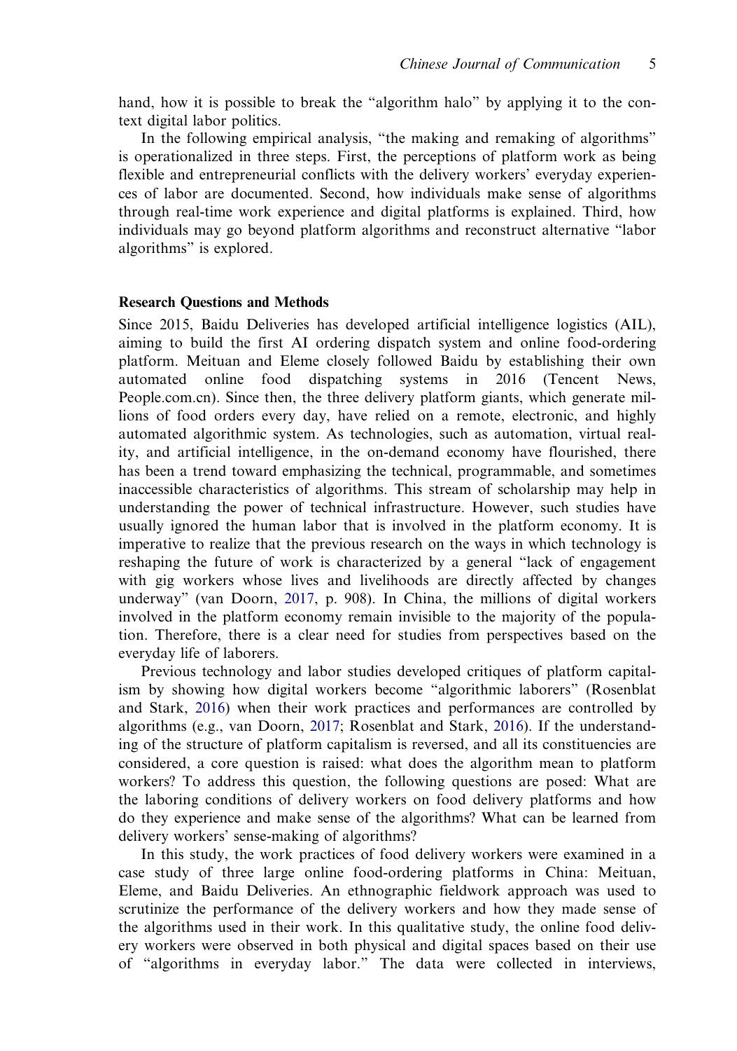hand, how it is possible to break the "algorithm halo" by applying it to the context digital labor politics.

In the following empirical analysis, "the making and remaking of algorithms" is operationalized in three steps. First, the perceptions of platform work as being flexible and entrepreneurial conflicts with the delivery workers' everyday experiences of labor are documented. Second, how individuals make sense of algorithms through real-time work experience and digital platforms is explained. Third, how individuals may go beyond platform algorithms and reconstruct alternative "labor algorithms" is explored.

### Research Questions and Methods

Since 2015, Baidu Deliveries has developed artificial intelligence logistics (AIL), aiming to build the first AI ordering dispatch system and online food-ordering platform. Meituan and Eleme closely followed Baidu by establishing their own automated online food dispatching systems in 2016 (Tencent News, People.com.cn). Since then, the three delivery platform giants, which generate millions of food orders every day, have relied on a remote, electronic, and highly automated algorithmic system. As technologies, such as automation, virtual reality, and artificial intelligence, in the on-demand economy have flourished, there has been a trend toward emphasizing the technical, programmable, and sometimes inaccessible characteristics of algorithms. This stream of scholarship may help in understanding the power of technical infrastructure. However, such studies have usually ignored the human labor that is involved in the platform economy. It is imperative to realize that the previous research on the ways in which technology is reshaping the future of work is characterized by a general "lack of engagement with gig workers whose lives and livelihoods are directly affected by changes underway" (van Doorn, 2017, p. 908). In China, the millions of digital workers involved in the platform economy remain invisible to the majority of the population. Therefore, there is a clear need for studies from perspectives based on the everyday life of laborers.

Previous technology and labor studies developed critiques of platform capitalism by showing how digital workers become "algorithmic laborers" (Rosenblat and Stark, 2016) when their work practices and performances are controlled by algorithms (e.g., van Doorn, 2017; Rosenblat and Stark, 2016). If the understanding of the structure of platform capitalism is reversed, and all its constituencies are considered, a core question is raised: what does the algorithm mean to platform workers? To address this question, the following questions are posed: What are the laboring conditions of delivery workers on food delivery platforms and how do they experience and make sense of the algorithms? What can be learned from delivery workers' sense-making of algorithms?

In this study, the work practices of food delivery workers were examined in a case study of three large online food-ordering platforms in China: Meituan, Eleme, and Baidu Deliveries. An ethnographic fieldwork approach was used to scrutinize the performance of the delivery workers and how they made sense of the algorithms used in their work. In this qualitative study, the online food delivery workers were observed in both physical and digital spaces based on their use of "algorithms in everyday labor." The data were collected in interviews,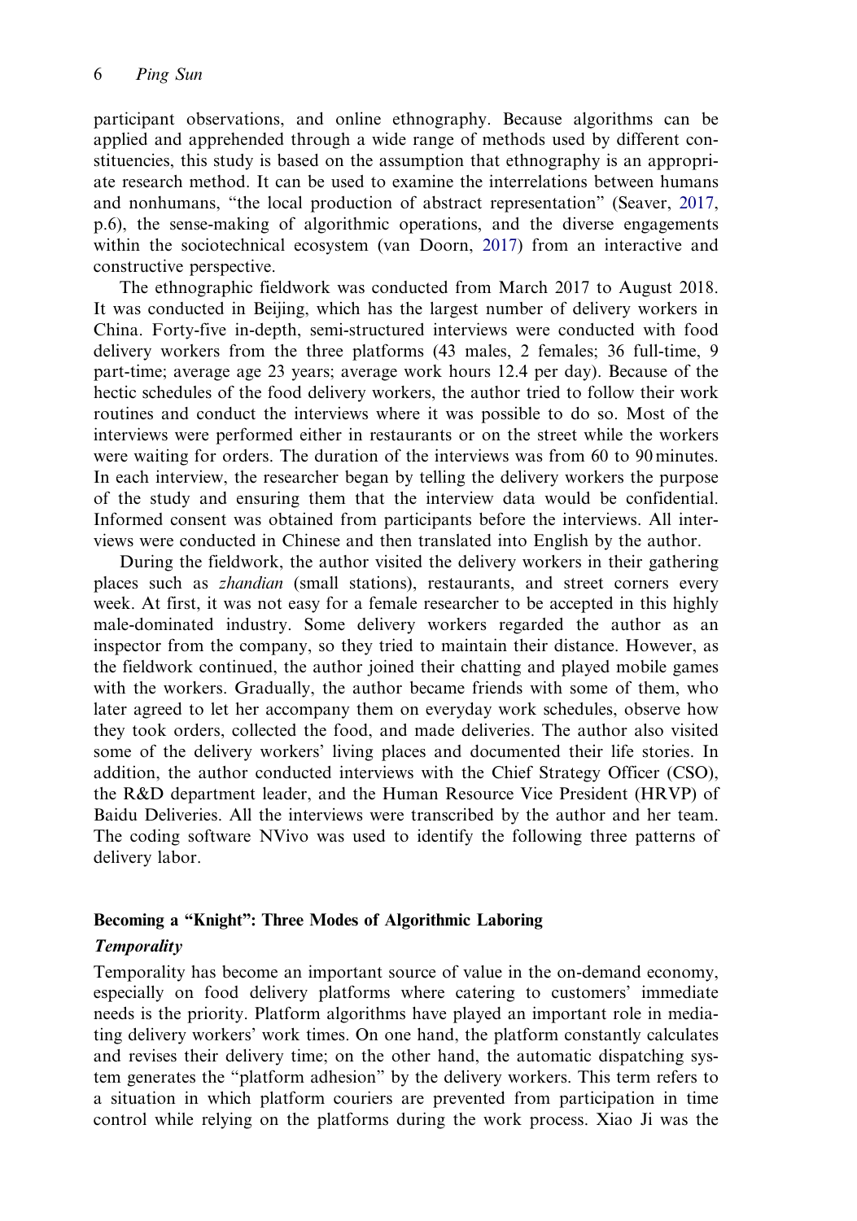participant observations, and online ethnography. Because algorithms can be applied and apprehended through a wide range of methods used by different constituencies, this study is based on the assumption that ethnography is an appropriate research method. It can be used to examine the interrelations between humans and nonhumans, "the local production of abstract representation" (Seaver, 2017, p.6), the sense-making of algorithmic operations, and the diverse engagements within the sociotechnical ecosystem (van Doorn, 2017) from an interactive and constructive perspective.

The ethnographic fieldwork was conducted from March 2017 to August 2018. It was conducted in Beijing, which has the largest number of delivery workers in China. Forty-five in-depth, semi-structured interviews were conducted with food delivery workers from the three platforms (43 males, 2 females; 36 full-time, 9 part-time; average age 23 years; average work hours 12.4 per day). Because of the hectic schedules of the food delivery workers, the author tried to follow their work routines and conduct the interviews where it was possible to do so. Most of the interviews were performed either in restaurants or on the street while the workers were waiting for orders. The duration of the interviews was from 60 to 90 minutes. In each interview, the researcher began by telling the delivery workers the purpose of the study and ensuring them that the interview data would be confidential. Informed consent was obtained from participants before the interviews. All interviews were conducted in Chinese and then translated into English by the author.

During the fieldwork, the author visited the delivery workers in their gathering places such as *zhandian* (small stations), restaurants, and street corners every week. At first, it was not easy for a female researcher to be accepted in this highly male-dominated industry. Some delivery workers regarded the author as an inspector from the company, so they tried to maintain their distance. However, as the fieldwork continued, the author joined their chatting and played mobile games with the workers. Gradually, the author became friends with some of them, who later agreed to let her accompany them on everyday work schedules, observe how they took orders, collected the food, and made deliveries. The author also visited some of the delivery workers' living places and documented their life stories. In addition, the author conducted interviews with the Chief Strategy Officer (CSO), the R&D department leader, and the Human Resource Vice President (HRVP) of Baidu Deliveries. All the interviews were transcribed by the author and her team. The coding software NVivo was used to identify the following three patterns of delivery labor.

## Becoming a "Knight": Three Modes of Algorithmic Laboring

### *Temporality*

Temporality has become an important source of value in the on-demand economy, especially on food delivery platforms where catering to customers' immediate needs is the priority. Platform algorithms have played an important role in mediating delivery workers' work times. On one hand, the platform constantly calculates and revises their delivery time; on the other hand, the automatic dispatching system generates the "platform adhesion" by the delivery workers. This term refers to a situation in which platform couriers are prevented from participation in time control while relying on the platforms during the work process. Xiao Ji was the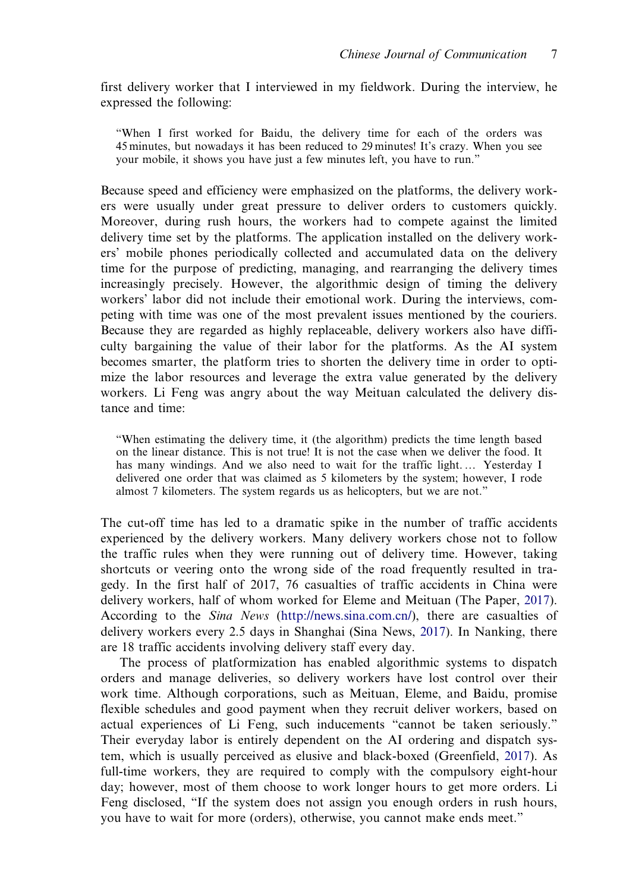first delivery worker that I interviewed in my fieldwork. During the interview, he expressed the following:

> "When I first worked for Baidu, the delivery time for each of the orders was 45 minutes, but nowadays it has been reduced to 29 minutes! It's crazy. When you see your mobile, it shows you have just a few minutes left, you have to run."

Because speed and efficiency were emphasized on the platforms, the delivery workers were usually under great pressure to deliver orders to customers quickly. Moreover, during rush hours, the workers had to compete against the limited delivery time set by the platforms. The application installed on the delivery workers' mobile phones periodically collected and accumulated data on the delivery time for the purpose of predicting, managing, and rearranging the delivery times increasingly precisely. However, the algorithmic design of timing the delivery workers' labor did not include their emotional work. During the interviews, competing with time was one of the most prevalent issues mentioned by the couriers. Because they are regarded as highly replaceable, delivery workers also have difficulty bargaining the value of their labor for the platforms. As the AI system becomes smarter, the platform tries to shorten the delivery time in order to optimize the labor resources and leverage the extra value generated by the delivery workers. Li Feng was angry about the way Meituan calculated the delivery distance and time:

> "When estimating the delivery time, it (the algorithm) predicts the time length based on the linear distance. This is not true! It is not the case when we deliver the food. It has many windings. And we also need to wait for the traffic light.… Yesterday I delivered one order that was claimed as 5 kilometers by the system; however, I rode almost 7 kilometers. The system regards us as helicopters, but we are not."

The cut-off time has led to a dramatic spike in the number of traffic accidents experienced by the delivery workers. Many delivery workers chose not to follow the traffic rules when they were running out of delivery time. However, taking shortcuts or veering onto the wrong side of the road frequently resulted in tragedy. In the first half of 2017, 76 casualties of traffic accidents in China were delivery workers, half of whom worked for Eleme and Meituan (The Paper, 2017). According to the *Sina News* (http://news.sina.com.cn/), there are casualties of delivery workers every 2.5 days in Shanghai (Sina News, 2017). In Nanking, there are 18 traffic accidents involving delivery staff every day.

The process of platformization has enabled algorithmic systems to dispatch orders and manage deliveries, so delivery workers have lost control over their work time. Although corporations, such as Meituan, Eleme, and Baidu, promise flexible schedules and good payment when they recruit deliver workers, based on actual experiences of Li Feng, such inducements "cannot be taken seriously." Their everyday labor is entirely dependent on the AI ordering and dispatch system, which is usually perceived as elusive and black-boxed (Greenfield, 2017). As full-time workers, they are required to comply with the compulsory eight-hour day; however, most of them choose to work longer hours to get more orders. Li Feng disclosed, "If the system does not assign you enough orders in rush hours, you have to wait for more (orders), otherwise, you cannot make ends meet."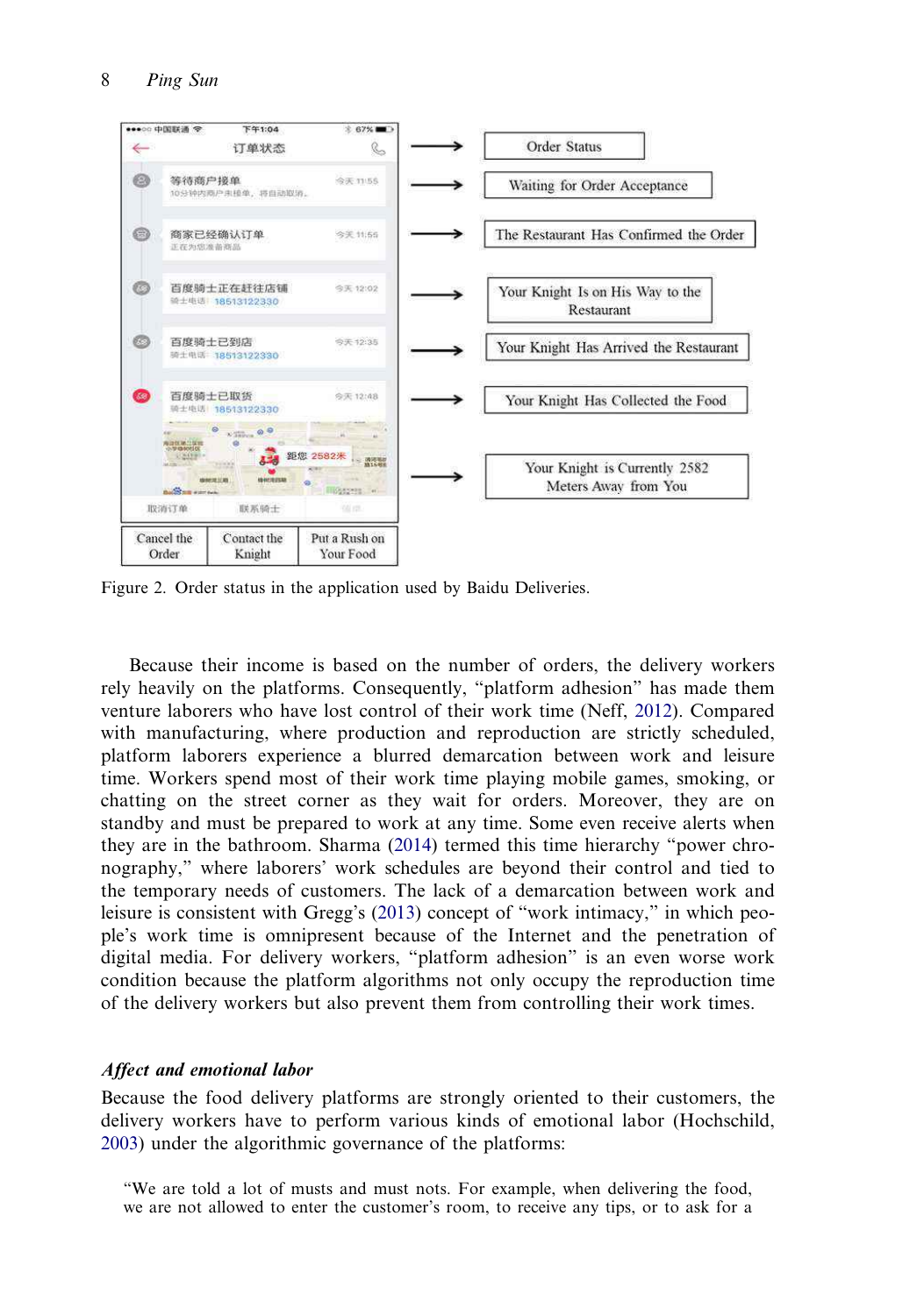Figure 2. Order status in the application used by Baidu Deliveries.

Because their income is based on the number of orders, the delivery workers rely heavily on the platforms. Consequently, "platform adhesion" has made them venture laborers who have lost control of their work time (Neff, 2012). Compared with manufacturing, where production and reproduction are strictly scheduled, platform laborers experience a blurred demarcation between work and leisure time. Workers spend most of their work time playing mobile games, smoking, or chatting on the street corner as they wait for orders. Moreover, they are on standby and must be prepared to work at any time. Some even receive alerts when they are in the bathroom. Sharma (2014) termed this time hierarchy "power chronography," where laborers' work schedules are beyond their control and tied to the temporary needs of customers. The lack of a demarcation between work and leisure is consistent with Gregg's (2013) concept of "work intimacy," in which people's work time is omnipresent because of the Internet and the penetration of digital media. For delivery workers, "platform adhesion" is an even worse work condition because the platform algorithms not only occupy the reproduction time of the delivery workers but also prevent them from controlling their work times.

### *Affect and emotional labor*

Because the food delivery platforms are strongly oriented to their customers, the delivery workers have to perform various kinds of emotional labor (Hochschild, 2003) under the algorithmic governance of the platforms:

> "We are told a lot of musts and must nots. For example, when delivering the food, we are not allowed to enter the customer's room, to receive any tips, or to ask for a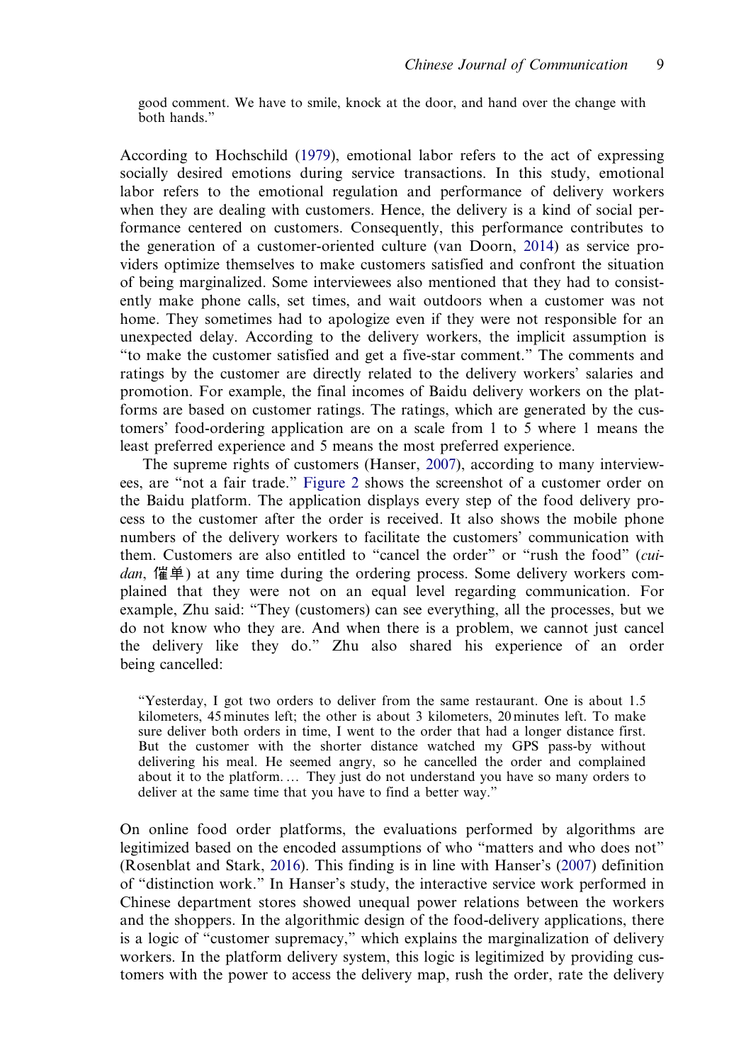> good comment. We have to smile, knock at the door, and hand over the change with both hands."

According to Hochschild (1979), emotional labor refers to the act of expressing socially desired emotions during service transactions. In this study, emotional labor refers to the emotional regulation and performance of delivery workers when they are dealing with customers. Hence, the delivery is a kind of social performance centered on customers. Consequently, this performance contributes to the generation of a customer-oriented culture (van Doorn, 2014) as service providers optimize themselves to make customers satisfied and confront the situation of being marginalized. Some interviewees also mentioned that they had to consistently make phone calls, set times, and wait outdoors when a customer was not home. They sometimes had to apologize even if they were not responsible for an unexpected delay. According to the delivery workers, the implicit assumption is "to make the customer satisfied and get a five-star comment." The comments and ratings by the customer are directly related to the delivery workers' salaries and promotion. For example, the final incomes of Baidu delivery workers on the platforms are based on customer ratings. The ratings, which are generated by the customers' food-ordering application are on a scale from 1 to 5 where 1 means the least preferred experience and 5 means the most preferred experience.

The supreme rights of customers (Hanser, 2007), according to many interviewees, are "not a fair trade." Figure 2 shows the screenshot of a customer order on the Baidu platform. The application displays every step of the food delivery process to the customer after the order is received. It also shows the mobile phone numbers of the delivery workers to facilitate the customers' communication with them. Customers are also entitled to "cancel the order" or "rush the food" (*cuidan*, 催单) at any time during the ordering process. Some delivery workers complained that they were not on an equal level regarding communication. For example, Zhu said: "They (customers) can see everything, all the processes, but we do not know who they are. And when there is a problem, we cannot just cancel the delivery like they do." Zhu also shared his experience of an order being cancelled:

> "Yesterday, I got two orders to deliver from the same restaurant. One is about 1.5 kilometers, 45 minutes left; the other is about 3 kilometers, 20 minutes left. To make sure deliver both orders in time, I went to the order that had a longer distance first. But the customer with the shorter distance watched my GPS pass-by without delivering his meal. He seemed angry, so he cancelled the order and complained about it to the platform. … They just do not understand you have so many orders to deliver at the same time that you have to find a better way."

On online food order platforms, the evaluations performed by algorithms are legitimized based on the encoded assumptions of who "matters and who does not" (Rosenblat and Stark, 2016). This finding is in line with Hanser's (2007) definition of "distinction work." In Hanser's study, the interactive service work performed in Chinese department stores showed unequal power relations between the workers and the shoppers. In the algorithmic design of the food-delivery applications, there is a logic of "customer supremacy," which explains the marginalization of delivery workers. In the platform delivery system, this logic is legitimized by providing customers with the power to access the delivery map, rush the order, rate the delivery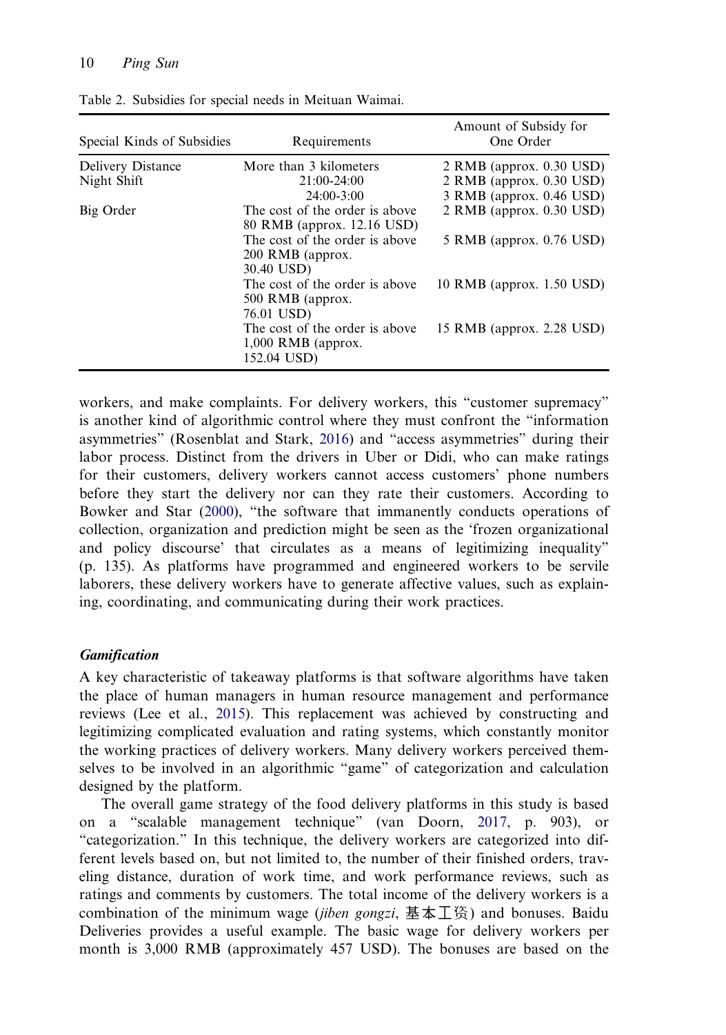Table 2. Subsidies for special needs in Meituan Waimai.

| Special Kinds of Subsidies | Requirements | Amount of Subsidy for One Order |
|---|---|---|
| Delivery Distance | More than 3 kilometers | 2 RMB (approx. 0.30 USD) |
| Night Shift | 21:00-24:00 | 2 RMB (approx. 0.30 USD) |
| | 24:00-3:00 | 3 RMB (approx. 0.46 USD) |
| Big Order | The cost of the order is above 80 RMB (approx. 12.16 USD) | 2 RMB (approx. 0.30 USD) |
| | The cost of the order is above 200 RMB (approx. 30.40 USD) | 5 RMB (approx. 0.76 USD) |
| | The cost of the order is above 500 RMB (approx. 76.01 USD) | 10 RMB (approx. 1.50 USD) |
| | The cost of the order is above 1,000 RMB (approx. 152.04 USD) | 15 RMB (approx. 2.28 USD) |

workers, and make complaints. For delivery workers, this "customer supremacy" is another kind of algorithmic control where they must confront the "information asymmetries" (Rosenblat and Stark, 2016) and "access asymmetries" during their labor process. Distinct from the drivers in Uber or Didi, who can make ratings for their customers, delivery workers cannot access customers' phone numbers before they start the delivery nor can they rate their customers. According to Bowker and Star (2000), "the software that immanently conducts operations of collection, organization and prediction might be seen as the 'frozen organizational and policy discourse' that circulates as a means of legitimizing inequality" (p. 135). As platforms have programmed and engineered workers to be servile laborers, these delivery workers have to generate affective values, such as explaining, coordinating, and communicating during their work practices.

### *Gamification*

A key characteristic of takeaway platforms is that software algorithms have taken the place of human managers in human resource management and performance reviews (Lee et al., 2015). This replacement was achieved by constructing and legitimizing complicated evaluation and rating systems, which constantly monitor the working practices of delivery workers. Many delivery workers perceived themselves to be involved in an algorithmic "game" of categorization and calculation designed by the platform.

The overall game strategy of the food delivery platforms in this study is based on a "scalable management technique" (van Doorn, 2017, p. 903), or "categorization." In this technique, the delivery workers are categorized into different levels based on, but not limited to, the number of their finished orders, traveling distance, duration of work time, and work performance reviews, such as ratings and comments by customers. The total income of the delivery workers is a combination of the minimum wage (*jiben gongzi*, 基本工资) and bonuses. Baidu Deliveries provides a useful example. The basic wage for delivery workers per month is 3,000 RMB (approximately 457 USD). The bonuses are based on the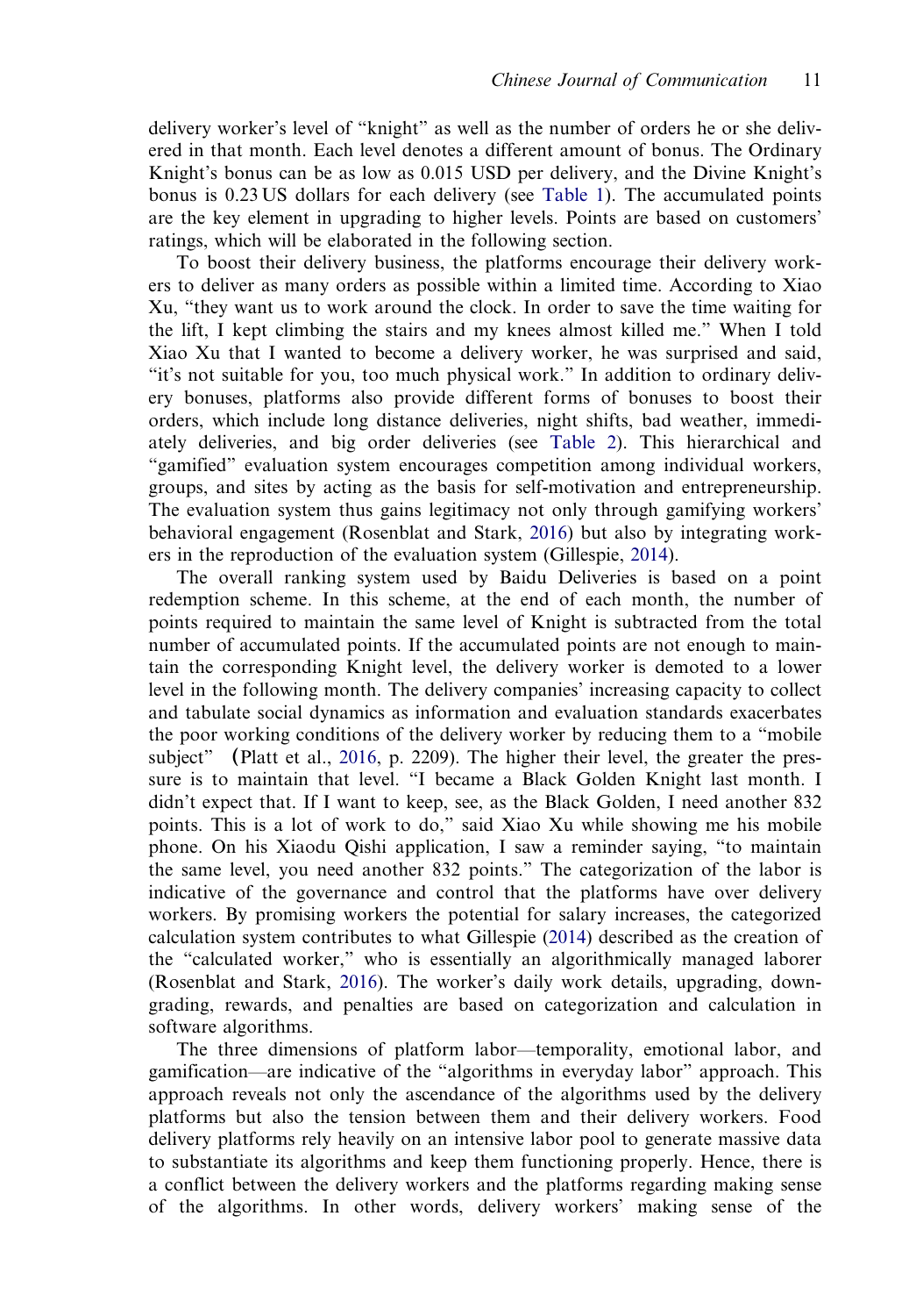delivery worker's level of "knight" as well as the number of orders he or she delivered in that month. Each level denotes a different amount of bonus. The Ordinary Knight's bonus can be as low as 0.015 USD per delivery, and the Divine Knight's bonus is 0.23 US dollars for each delivery (see Table 1). The accumulated points are the key element in upgrading to higher levels. Points are based on customers' ratings, which will be elaborated in the following section.

To boost their delivery business, the platforms encourage their delivery workers to deliver as many orders as possible within a limited time. According to Xiao Xu, "they want us to work around the clock. In order to save the time waiting for the lift, I kept climbing the stairs and my knees almost killed me." When I told Xiao Xu that I wanted to become a delivery worker, he was surprised and said, "it's not suitable for you, too much physical work." In addition to ordinary delivery bonuses, platforms also provide different forms of bonuses to boost their orders, which include long distance deliveries, night shifts, bad weather, immediately deliveries, and big order deliveries (see Table 2). This hierarchical and "gamified" evaluation system encourages competition among individual workers, groups, and sites by acting as the basis for self-motivation and entrepreneurship. The evaluation system thus gains legitimacy not only through gamifying workers' behavioral engagement (Rosenblat and Stark, 2016) but also by integrating workers in the reproduction of the evaluation system (Gillespie, 2014).

The overall ranking system used by Baidu Deliveries is based on a point redemption scheme. In this scheme, at the end of each month, the number of points required to maintain the same level of Knight is subtracted from the total number of accumulated points. If the accumulated points are not enough to maintain the corresponding Knight level, the delivery worker is demoted to a lower level in the following month. The delivery companies' increasing capacity to collect and tabulate social dynamics as information and evaluation standards exacerbates the poor working conditions of the delivery worker by reducing them to a "mobile subject" (Platt et al., 2016, p. 2209). The higher their level, the greater the pressure is to maintain that level. "I became a Black Golden Knight last month. I didn't expect that. If I want to keep, see, as the Black Golden, I need another 832 points. This is a lot of work to do," said Xiao Xu while showing me his mobile phone. On his Xiaodu Qishi application, I saw a reminder saying, "to maintain the same level, you need another 832 points." The categorization of the labor is indicative of the governance and control that the platforms have over delivery workers. By promising workers the potential for salary increases, the categorized calculation system contributes to what Gillespie (2014) described as the creation of the "calculated worker," who is essentially an algorithmically managed laborer (Rosenblat and Stark, 2016). The worker's daily work details, upgrading, downgrading, rewards, and penalties are based on categorization and calculation in software algorithms.

The three dimensions of platform labor—temporality, emotional labor, and gamification—are indicative of the "algorithms in everyday labor" approach. This approach reveals not only the ascendance of the algorithms used by the delivery platforms but also the tension between them and their delivery workers. Food delivery platforms rely heavily on an intensive labor pool to generate massive data to substantiate its algorithms and keep them functioning properly. Hence, there is a conflict between the delivery workers and the platforms regarding making sense of the algorithms. In other words, delivery workers' making sense of the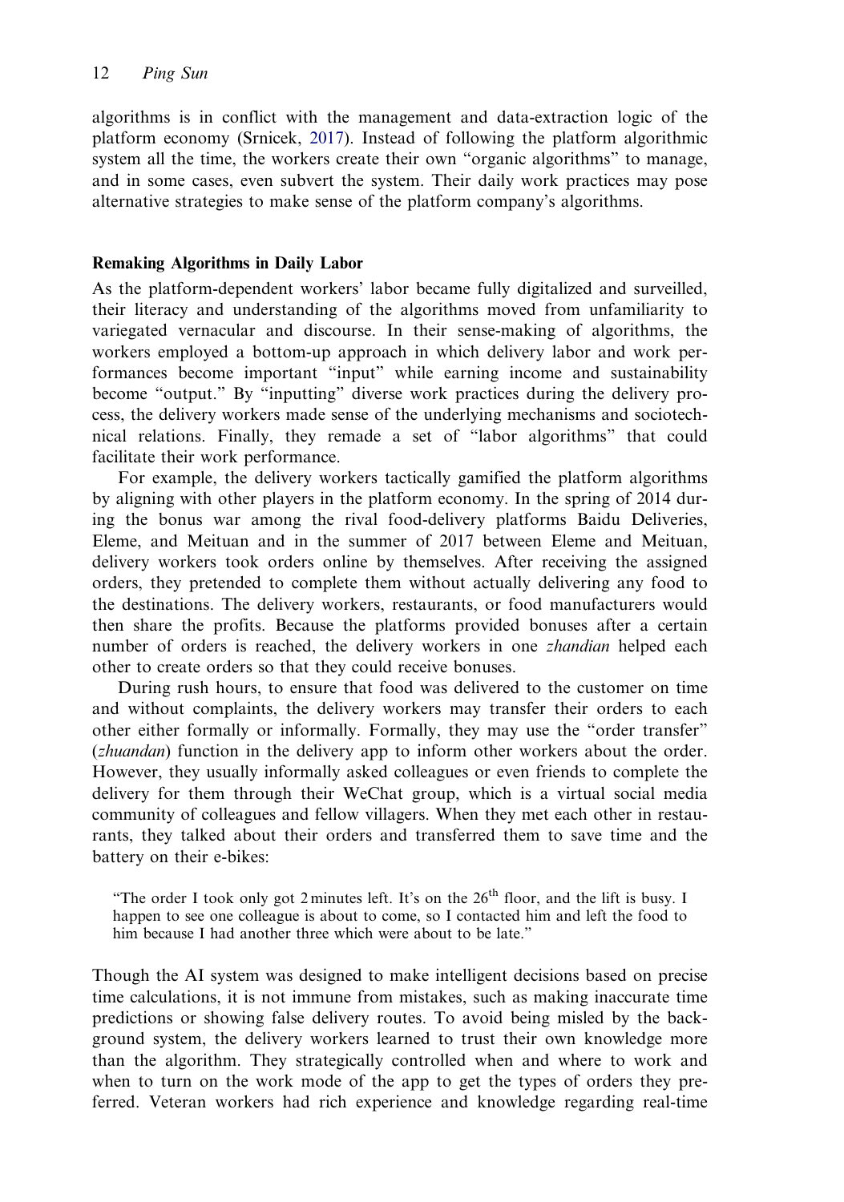algorithms is in conflict with the management and data-extraction logic of the platform economy (Srnicek, 2017). Instead of following the platform algorithmic system all the time, the workers create their own "organic algorithms" to manage, and in some cases, even subvert the system. Their daily work practices may pose alternative strategies to make sense of the platform company's algorithms.

### Remaking Algorithms in Daily Labor

As the platform-dependent workers' labor became fully digitalized and surveilled, their literacy and understanding of the algorithms moved from unfamiliarity to variegated vernacular and discourse. In their sense-making of algorithms, the workers employed a bottom-up approach in which delivery labor and work performances become important "input" while earning income and sustainability become "output." By "inputting" diverse work practices during the delivery process, the delivery workers made sense of the underlying mechanisms and sociotechnical relations. Finally, they remade a set of "labor algorithms" that could facilitate their work performance.

For example, the delivery workers tactically gamified the platform algorithms by aligning with other players in the platform economy. In the spring of 2014 during the bonus war among the rival food-delivery platforms Baidu Deliveries, Eleme, and Meituan and in the summer of 2017 between Eleme and Meituan, delivery workers took orders online by themselves. After receiving the assigned orders, they pretended to complete them without actually delivering any food to the destinations. The delivery workers, restaurants, or food manufacturers would then share the profits. Because the platforms provided bonuses after a certain number of orders is reached, the delivery workers in one *zhandian* helped each other to create orders so that they could receive bonuses.

During rush hours, to ensure that food was delivered to the customer on time and without complaints, the delivery workers may transfer their orders to each other either formally or informally. Formally, they may use the "order transfer" (*zhuandan*) function in the delivery app to inform other workers about the order. However, they usually informally asked colleagues or even friends to complete the delivery for them through their WeChat group, which is a virtual social media community of colleagues and fellow villagers. When they met each other in restaurants, they talked about their orders and transferred them to save time and the battery on their e-bikes:

> "The order I took only got 2 minutes left. It's on the 26th floor, and the lift is busy. I happen to see one colleague is about to come, so I contacted him and left the food to him because I had another three which were about to be late."

Though the AI system was designed to make intelligent decisions based on precise time calculations, it is not immune from mistakes, such as making inaccurate time predictions or showing false delivery routes. To avoid being misled by the background system, the delivery workers learned to trust their own knowledge more than the algorithm. They strategically controlled when and where to work and when to turn on the work mode of the app to get the types of orders they preferred. Veteran workers had rich experience and knowledge regarding real-time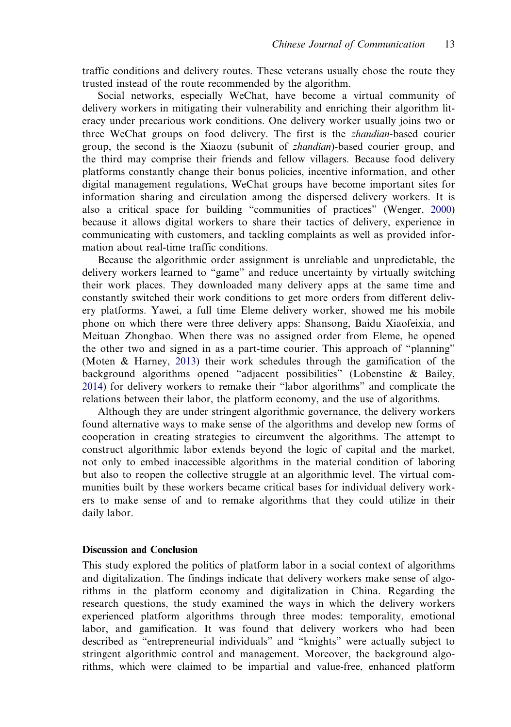traffic conditions and delivery routes. These veterans usually chose the route they trusted instead of the route recommended by the algorithm.

Social networks, especially WeChat, have become a virtual community of delivery workers in mitigating their vulnerability and enriching their algorithm literacy under precarious work conditions. One delivery worker usually joins two or three WeChat groups on food delivery. The first is the *zhandian*-based courier group, the second is the Xiaozu (subunit of *zhandian*)-based courier group, and the third may comprise their friends and fellow villagers. Because food delivery platforms constantly change their bonus policies, incentive information, and other digital management regulations, WeChat groups have become important sites for information sharing and circulation among the dispersed delivery workers. It is also a critical space for building "communities of practices" (Wenger, 2000) because it allows digital workers to share their tactics of delivery, experience in communicating with customers, and tackling complaints as well as provided information about real-time traffic conditions.

Because the algorithmic order assignment is unreliable and unpredictable, the delivery workers learned to "game" and reduce uncertainty by virtually switching their work places. They downloaded many delivery apps at the same time and constantly switched their work conditions to get more orders from different delivery platforms. Yawei, a full time Eleme delivery worker, showed me his mobile phone on which there were three delivery apps: Shansong, Baidu Xiaofeixia, and Meituan Zhongbao. When there was no assigned order from Eleme, he opened the other two and signed in as a part-time courier. This approach of "planning" (Moten & Harney, 2013) their work schedules through the gamification of the background algorithms opened "adjacent possibilities" (Lobenstine & Bailey, 2014) for delivery workers to remake their "labor algorithms" and complicate the relations between their labor, the platform economy, and the use of algorithms.

Although they are under stringent algorithmic governance, the delivery workers found alternative ways to make sense of the algorithms and develop new forms of cooperation in creating strategies to circumvent the algorithms. The attempt to construct algorithmic labor extends beyond the logic of capital and the market, not only to embed inaccessible algorithms in the material condition of laboring but also to reopen the collective struggle at an algorithmic level. The virtual communities built by these workers became critical bases for individual delivery workers to make sense of and to remake algorithms that they could utilize in their daily labor.

## Discussion and Conclusion

This study explored the politics of platform labor in a social context of algorithms and digitalization. The findings indicate that delivery workers make sense of algorithms in the platform economy and digitalization in China. Regarding the research questions, the study examined the ways in which the delivery workers experienced platform algorithms through three modes: temporality, emotional labor, and gamification. It was found that delivery workers who had been described as "entrepreneurial individuals" and "knights" were actually subject to stringent algorithmic control and management. Moreover, the background algorithms, which were claimed to be impartial and value-free, enhanced platform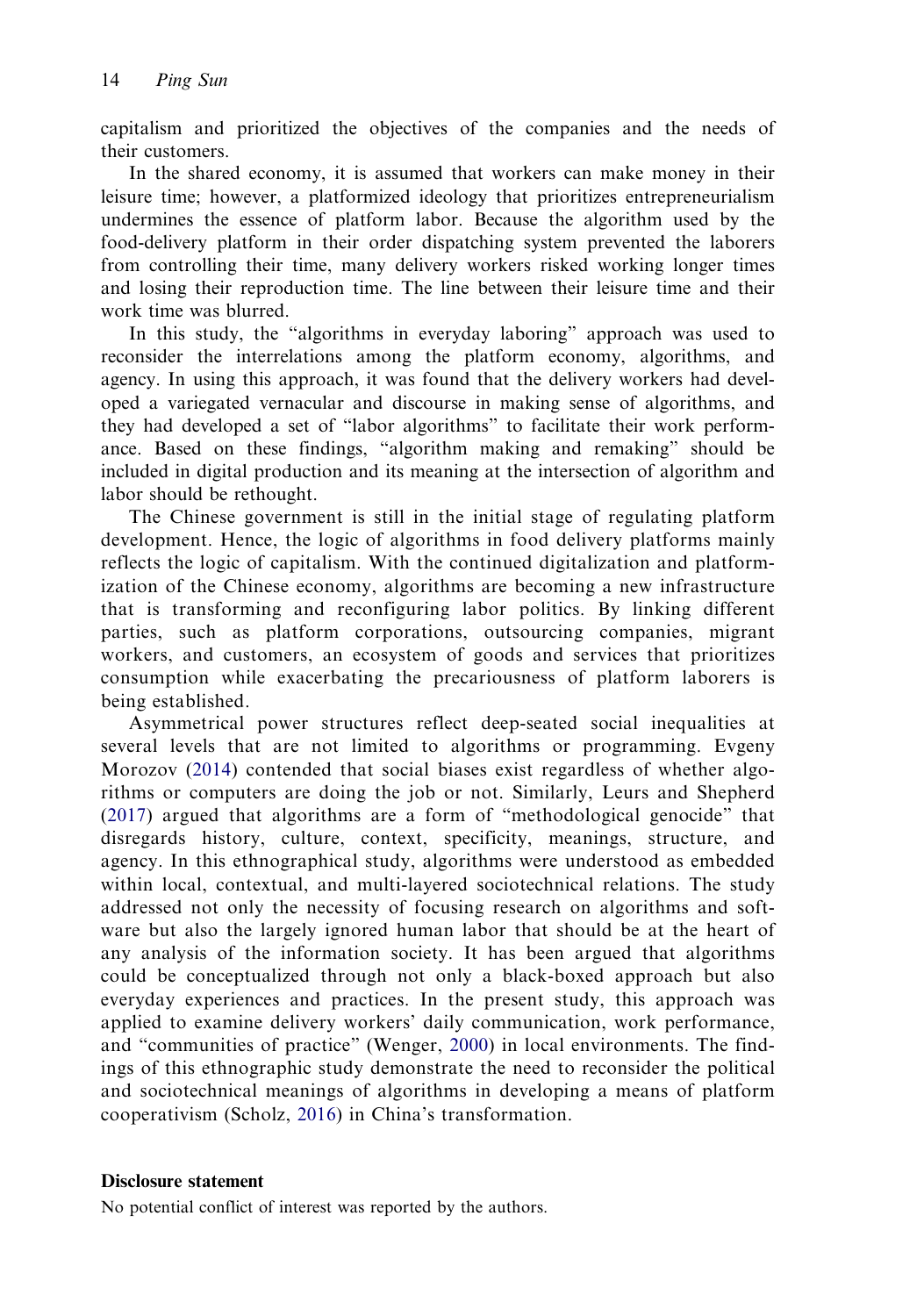capitalism and prioritized the objectives of the companies and the needs of their customers.

In the shared economy, it is assumed that workers can make money in their leisure time; however, a platformized ideology that prioritizes entrepreneurialism undermines the essence of platform labor. Because the algorithm used by the food-delivery platform in their order dispatching system prevented the laborers from controlling their time, many delivery workers risked working longer times and losing their reproduction time. The line between their leisure time and their work time was blurred.

In this study, the "algorithms in everyday laboring" approach was used to reconsider the interrelations among the platform economy, algorithms, and agency. In using this approach, it was found that the delivery workers had developed a variegated vernacular and discourse in making sense of algorithms, and they had developed a set of "labor algorithms" to facilitate their work performance. Based on these findings, "algorithm making and remaking" should be included in digital production and its meaning at the intersection of algorithm and labor should be rethought.

The Chinese government is still in the initial stage of regulating platform development. Hence, the logic of algorithms in food delivery platforms mainly reflects the logic of capitalism. With the continued digitalization and platformization of the Chinese economy, algorithms are becoming a new infrastructure that is transforming and reconfiguring labor politics. By linking different parties, such as platform corporations, outsourcing companies, migrant workers, and customers, an ecosystem of goods and services that prioritizes consumption while exacerbating the precariousness of platform laborers is being established.

Asymmetrical power structures reflect deep-seated social inequalities at several levels that are not limited to algorithms or programming. Evgeny Morozov (2014) contended that social biases exist regardless of whether algorithms or computers are doing the job or not. Similarly, Leurs and Shepherd (2017) argued that algorithms are a form of "methodological genocide" that disregards history, culture, context, specificity, meanings, structure, and agency. In this ethnographical study, algorithms were understood as embedded within local, contextual, and multi-layered sociotechnical relations. The study addressed not only the necessity of focusing research on algorithms and software but also the largely ignored human labor that should be at the heart of any analysis of the information society. It has been argued that algorithms could be conceptualized through not only a black-boxed approach but also everyday experiences and practices. In the present study, this approach was applied to examine delivery workers' daily communication, work performance, and "communities of practice" (Wenger, 2000) in local environments. The findings of this ethnographic study demonstrate the need to reconsider the political and sociotechnical meanings of algorithms in developing a means of platform cooperativism (Scholz, 2016) in China's transformation.

## Disclosure statement

No potential conflict of interest was reported by the authors.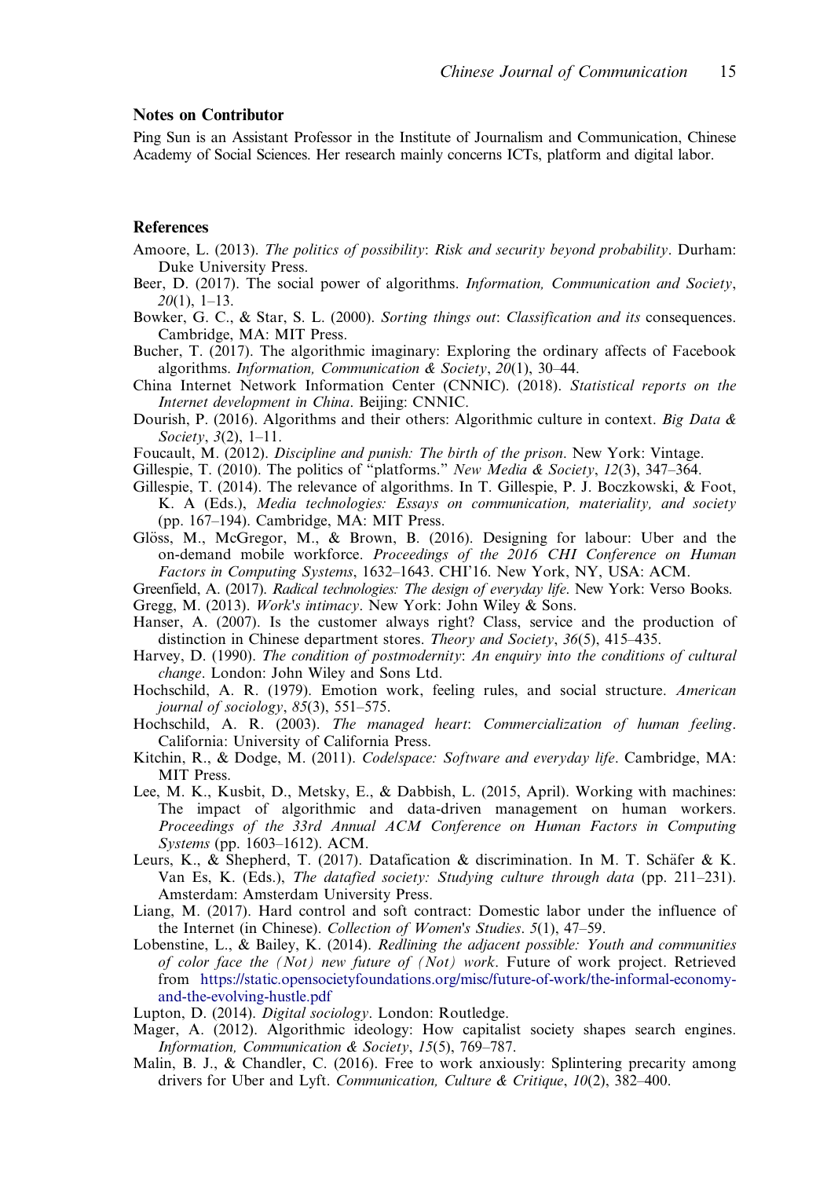## Notes on Contributor

Ping Sun is an Assistant Professor in the Institute of Journalism and Communication, Chinese Academy of Social Sciences. Her research mainly concerns ICTs, platform and digital labor.

## References

Amoore, L. (2013). *The politics of possibility*: *Risk and security beyond probability*. Durham: Duke University Press.

Beer, D. (2017). The social power of algorithms. *Information, Communication and Society*, *20*(1), 1–13.

Bowker, G. C., & Star, S. L. (2000). *Sorting things out*: *Classification and its* consequences. Cambridge, MA: MIT Press.

Bucher, T. (2017). The algorithmic imaginary: Exploring the ordinary affects of Facebook algorithms. *Information, Communication & Society*, *20*(1), 30–44.

China Internet Network Information Center (CNNIC). (2018). *Statistical reports on the Internet development in China*. Beijing: CNNIC.

Dourish, P. (2016). Algorithms and their others: Algorithmic culture in context. *Big Data & Society*, *3*(2), 1–11.

Foucault, M. (2012). *Discipline and punish: The birth of the prison*. New York: Vintage.

Gillespie, T. (2010). The politics of "platforms." *New Media & Society*, *12*(3), 347–364.

Gillespie, T. (2014). The relevance of algorithms. In T. Gillespie, P. J. Boczkowski, & Foot, K. A (Eds.), *Media technologies: Essays on communication, materiality, and society* (pp. 167–194). Cambridge, MA: MIT Press.

Glöss, M., McGregor, M., & Brown, B. (2016). Designing for labour: Uber and the on-demand mobile workforce. *Proceedings of the 2016 CHI Conference on Human Factors in Computing Systems*, 1632–1643. CHI'16. New York, NY, USA: ACM.

Greenfield, A. (2017). *Radical technologies: The design of everyday life*. New York: Verso Books.

Gregg, M. (2013). *Work's intimacy*. New York: John Wiley & Sons.

Hanser, A. (2007). Is the customer always right? Class, service and the production of distinction in Chinese department stores. *Theory and Society*, *36*(5), 415–435.

Harvey, D. (1990). *The condition of postmodernity*: *An enquiry into the conditions of cultural change*. London: John Wiley and Sons Ltd.

Hochschild, A. R. (1979). Emotion work, feeling rules, and social structure. *American journal of sociology*, *85*(3), 551–575.

Hochschild, A. R. (2003). *The managed heart*: *Commercialization of human feeling*. California: University of California Press.

Kitchin, R., & Dodge, M. (2011). *Code/space: Software and everyday life*. Cambridge, MA: MIT Press.

Lee, M. K., Kusbit, D., Metsky, E., & Dabbish, L. (2015, April). Working with machines: The impact of algorithmic and data-driven management on human workers. *Proceedings of the 33rd Annual ACM Conference on Human Factors in Computing Systems* (pp. 1603–1612). ACM.

Leurs, K., & Shepherd, T. (2017). Datafication & discrimination. In M. T. Schäfer & K. Van Es, K. (Eds.), *The datafied society: Studying culture through data* (pp. 211–231). Amsterdam: Amsterdam University Press.

Liang, M. (2017). Hard control and soft contract: Domestic labor under the influence of the Internet (in Chinese). *Collection of Women's Studies*. *5*(1), 47–59.

Lobenstine, L., & Bailey, K. (2014). *Redlining the adjacent possible: Youth and communities of color face the (Not) new future of (Not) work*. Future of work project. Retrieved from https://static.opensocietyfoundations.org/misc/future-of-work/the-informal-economy-and-the-evolving-hustle.pdf

Lupton, D. (2014). *Digital sociology*. London: Routledge.

Mager, A. (2012). Algorithmic ideology: How capitalist society shapes search engines. *Information, Communication & Society*, *15*(5), 769–787.

Malin, B. J., & Chandler, C. (2016). Free to work anxiously: Splintering precarity among drivers for Uber and Lyft. *Communication, Culture & Critique*, *10*(2), 382–400.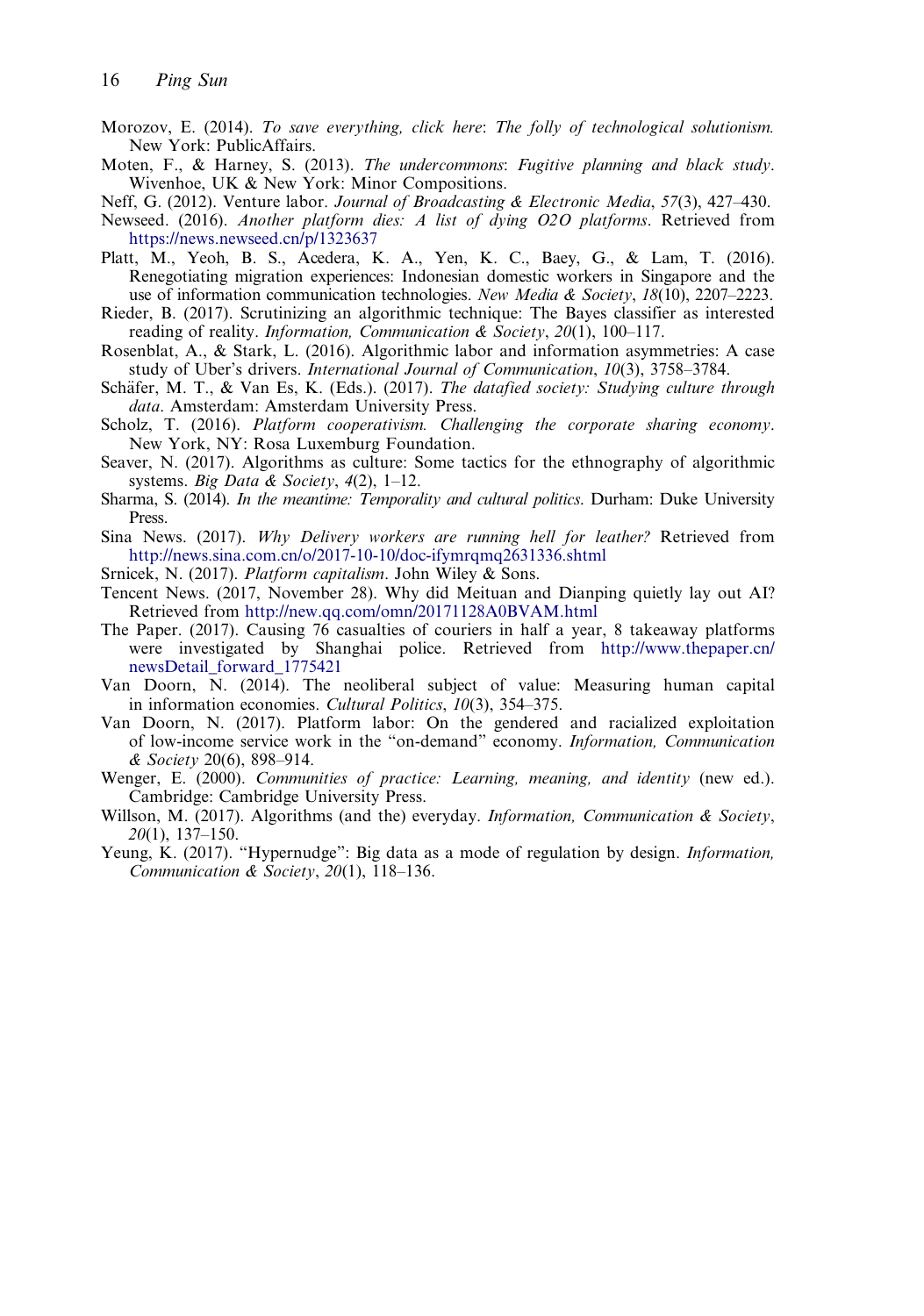Morozov, E. (2014). *To save everything, click here*: *The folly of technological solutionism.* New York: PublicAffairs.

Moten, F., & Harney, S. (2013). *The undercommons*: *Fugitive planning and black study*. Wivenhoe, UK & New York: Minor Compositions.

Neff, G. (2012). Venture labor. *Journal of Broadcasting & Electronic Media*, *57*(3), 427–430.

Newseed. (2016). *Another platform dies: A list of dying O2O platforms*. Retrieved from https://news.newseed.cn/p/1323637

Platt, M., Yeoh, B. S., Acedera, K. A., Yen, K. C., Baey, G., & Lam, T. (2016). Renegotiating migration experiences: Indonesian domestic workers in Singapore and the use of information communication technologies. *New Media & Society*, *18*(10), 2207–2223.

Rieder, B. (2017). Scrutinizing an algorithmic technique: The Bayes classifier as interested reading of reality. *Information, Communication & Society*, *20*(1), 100–117.

Rosenblat, A., & Stark, L. (2016). Algorithmic labor and information asymmetries: A case study of Uber's drivers. *International Journal of Communication*, *10*(3), 3758–3784.

Schäfer, M. T., & Van Es, K. (Eds.). (2017). *The datafied society: Studying culture through data*. Amsterdam: Amsterdam University Press.

Scholz, T. (2016). *Platform cooperativism. Challenging the corporate sharing economy*. New York, NY: Rosa Luxemburg Foundation.

Seaver, N. (2017). Algorithms as culture: Some tactics for the ethnography of algorithmic systems. *Big Data & Society*, *4*(2), 1–12.

Sharma, S. (2014). *In the meantime: Temporality and cultural politics*. Durham: Duke University Press.

Sina News. (2017). *Why Delivery workers are running hell for leather?* Retrieved from http://news.sina.com.cn/o/2017-10-10/doc-ifymrqmq2631336.shtml

Srnicek, N. (2017). *Platform capitalism*. John Wiley & Sons.

Tencent News. (2017, November 28). Why did Meituan and Dianping quietly lay out AI? Retrieved from http://new.qq.com/omn/20171128A0BVAM.html

The Paper. (2017). Causing 76 casualties of couriers in half a year, 8 takeaway platforms were investigated by Shanghai police. Retrieved from http://www.thepaper.cn/newsDetail_forward_1775421

Van Doorn, N. (2014). The neoliberal subject of value: Measuring human capital in information economies. *Cultural Politics*, *10*(3), 354–375.

Van Doorn, N. (2017). Platform labor: On the gendered and racialized exploitation of low-income service work in the "on-demand" economy. *Information, Communication & Society* 20(6), 898–914.

Wenger, E. (2000). *Communities of practice: Learning, meaning, and identity* (new ed.). Cambridge: Cambridge University Press.

Willson, M. (2017). Algorithms (and the) everyday. *Information, Communication & Society*, *20*(1), 137–150.

Yeung, K. (2017). "Hypernudge": Big data as a mode of regulation by design. *Information, Communication & Society*, *20*(1), 118–136.